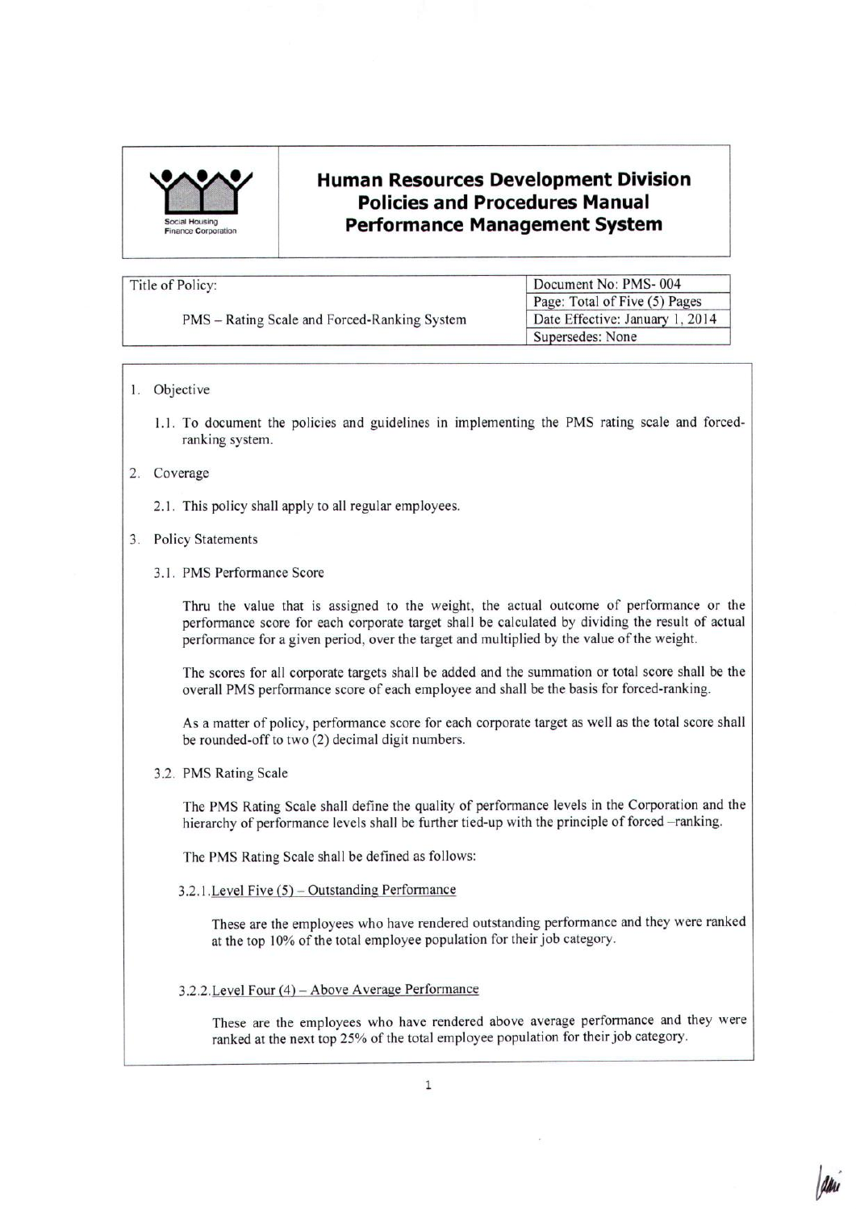# Human Resources Development Division
# Policies and Procedures Manual
# Performance Management System

Social Housing Finance Corporation

| Title of Policy: | Document No: PMS- 004 |
|---|---|
| PMS – Rating Scale and Forced-Ranking System | Page: Total of Five (5) Pages |
| | Date Effective: January 1, 2014 |
| | Supersedes: None |

1. Objective

   1.1. To document the policies and guidelines in implementing the PMS rating scale and forced-ranking system.

2. Coverage

   2.1. This policy shall apply to all regular employees.

3. Policy Statements

   3.1. PMS Performance Score

   Thru the value that is assigned to the weight, the actual outcome of performance or the performance score for each corporate target shall be calculated by dividing the result of actual performance for a given period, over the target and multiplied by the value of the weight.

   The scores for all corporate targets shall be added and the summation or total score shall be the overall PMS performance score of each employee and shall be the basis for forced-ranking.

   As a matter of policy, performance score for each corporate target as well as the total score shall be rounded-off to two (2) decimal digit numbers.

   3.2. PMS Rating Scale

   The PMS Rating Scale shall define the quality of performance levels in the Corporation and the hierarchy of performance levels shall be further tied-up with the principle of forced –ranking.

   The PMS Rating Scale shall be defined as follows:

   3.2.1. Level Five (5) – Outstanding Performance

   These are the employees who have rendered outstanding performance and they were ranked at the top 10% of the total employee population for their job category.

   3.2.2. Level Four (4) – Above Average Performance

   These are the employees who have rendered above average performance and they were ranked at the next top 25% of the total employee population for their job category.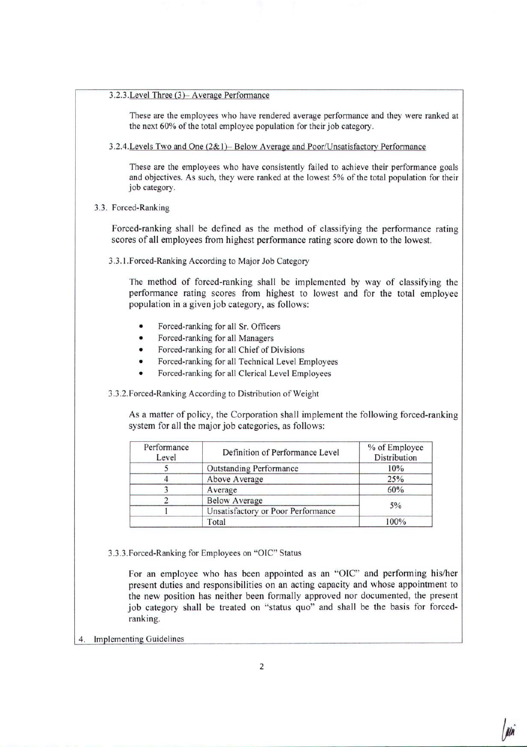3.2.3. Level Three (3)– Average Performance

These are the employees who have rendered average performance and they were ranked at the next 60% of the total employee population for their job category.

3.2.4. Levels Two and One (2&1)– Below Average and Poor/Unsatisfactory Performance

These are the employees who have consistently failed to achieve their performance goals and objectives. As such, they were ranked at the lowest 5% of the total population for their job category.

3.3. Forced-Ranking

Forced-ranking shall be defined as the method of classifying the performance rating scores of all employees from highest performance rating score down to the lowest.

3.3.1. Forced-Ranking According to Major Job Category

The method of forced-ranking shall be implemented by way of classifying the performance rating scores from highest to lowest and for the total employee population in a given job category, as follows:

- Forced-ranking for all Sr. Officers
- Forced-ranking for all Managers
- Forced-ranking for all Chief of Divisions
- Forced-ranking for all Technical Level Employees
- Forced-ranking for all Clerical Level Employees

3.3.2. Forced-Ranking According to Distribution of Weight

As a matter of policy, the Corporation shall implement the following forced-ranking system for all the major job categories, as follows:

| Performance Level | Definition of Performance Level | % of Employee Distribution |
|---|---|---|
| 5 | Outstanding Performance | 10% |
| 4 | Above Average | 25% |
| 3 | Average | 60% |
| 2 | Below Average | 5% |
| 1 | Unsatisfactory or Poor Performance | |
| | Total | 100% |

3.3.3. Forced-Ranking for Employees on "OIC" Status

For an employee who has been appointed as an "OIC" and performing his/her present duties and responsibilities on an acting capacity and whose appointment to the new position has neither been formally approved nor documented, the present job category shall be treated on "status quo" and shall be the basis for forced-ranking.

4. Implementing Guidelines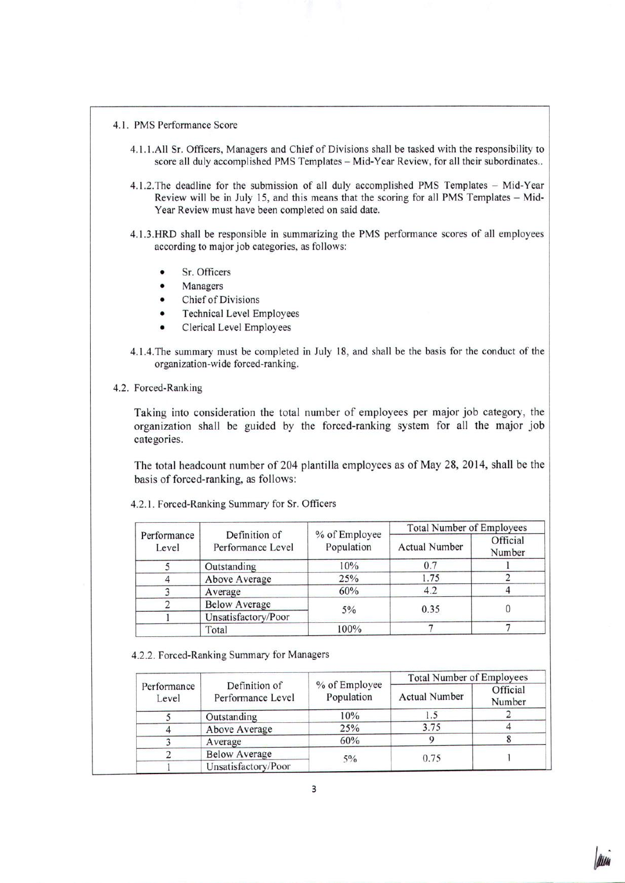4.1. PMS Performance Score

4.1.1. All Sr. Officers, Managers and Chief of Divisions shall be tasked with the responsibility to score all duly accomplished PMS Templates – Mid-Year Review, for all their subordinates..

4.1.2. The deadline for the submission of all duly accomplished PMS Templates – Mid-Year Review will be in July 15, and this means that the scoring for all PMS Templates – Mid-Year Review must have been completed on said date.

4.1.3. HRD shall be responsible in summarizing the PMS performance scores of all employees according to major job categories, as follows:

- Sr. Officers
- Managers
- Chief of Divisions
- Technical Level Employees
- Clerical Level Employees

4.1.4. The summary must be completed in July 18, and shall be the basis for the conduct of the organization-wide forced-ranking.

4.2. Forced-Ranking

Taking into consideration the total number of employees per major job category, the organization shall be guided by the forced-ranking system for all the major job categories.

The total headcount number of 204 plantilla employees as of May 28, 2014, shall be the basis of forced-ranking, as follows:

4.2.1. Forced-Ranking Summary for Sr. Officers

| Performance Level | Definition of Performance Level | % of Employee Population | Total Number of Employees | |
|---|---|---|---|---|
| | | | Actual Number | Official Number |
| 5 | Outstanding | 10% | 0.7 | 1 |
| 4 | Above Average | 25% | 1.75 | 2 |
| 3 | Average | 60% | 4.2 | 4 |
| 2 | Below Average | 5% | 0.35 | 0 |
| 1 | Unsatisfactory/Poor | | | |
| | Total | 100% | 7 | 7 |

4.2.2. Forced-Ranking Summary for Managers

| Performance Level | Definition of Performance Level | % of Employee Population | Total Number of Employees | |
|---|---|---|---|---|
| | | | Actual Number | Official Number |
| 5 | Outstanding | 10% | 1.5 | 2 |
| 4 | Above Average | 25% | 3.75 | 4 |
| 3 | Average | 60% | 9 | 8 |
| 2 | Below Average | 5% | 0.75 | 1 |
| 1 | Unsatisfactory/Poor | | | |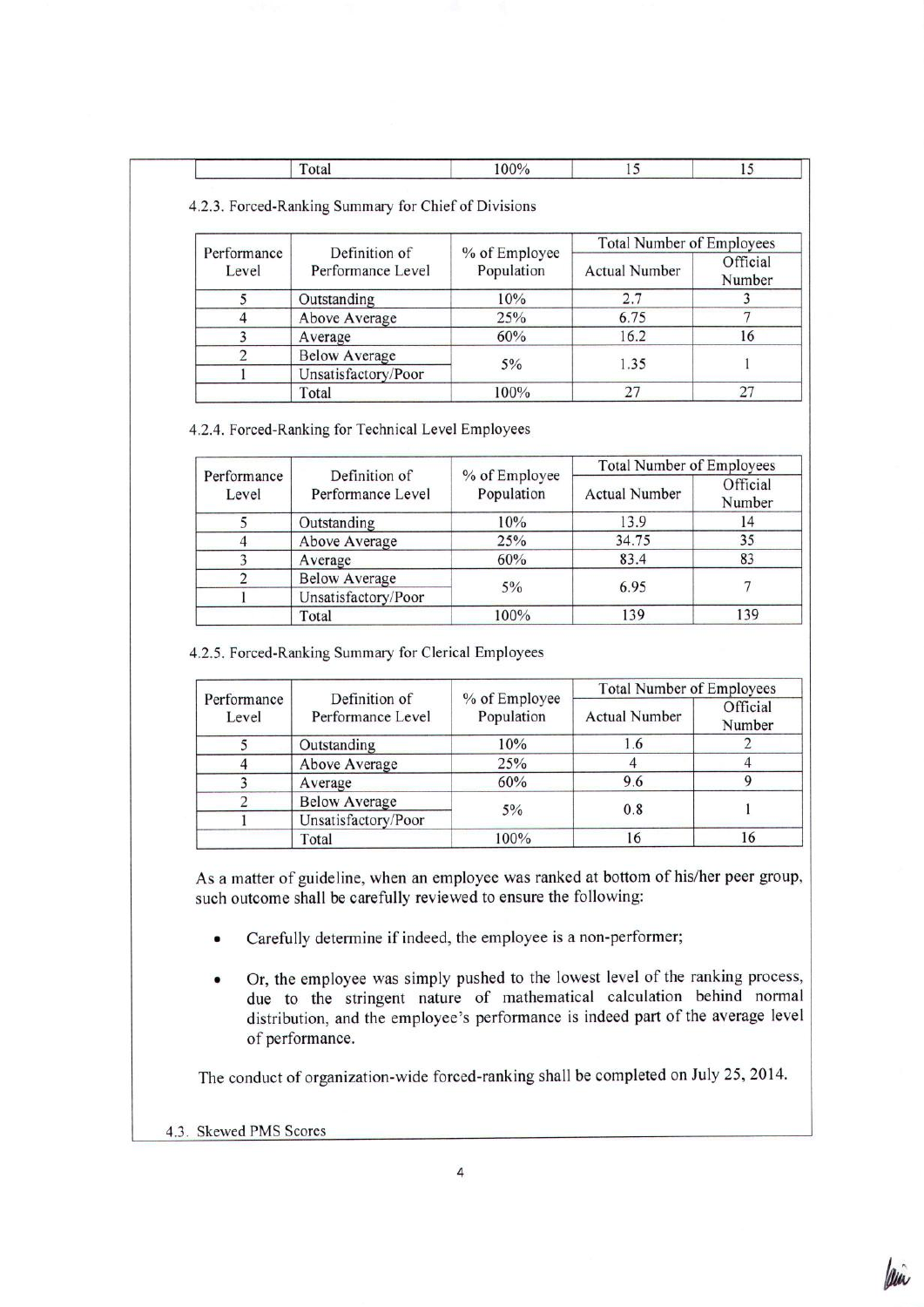|  | Total | 100% | 15 | 15 |
| --- | --- | --- | --- | --- |

4.2.3. Forced-Ranking Summary for Chief of Divisions

| Performance Level | Definition of Performance Level | % of Employee Population | Total Number of Employees | |
| --- | --- | --- | --- | --- |
| | | | Actual Number | Official Number |
| 5 | Outstanding | 10% | 2.7 | 3 |
| 4 | Above Average | 25% | 6.75 | 7 |
| 3 | Average | 60% | 16.2 | 16 |
| 2 | Below Average | 5% | 1.35 | 1 |
| 1 | Unsatisfactory/Poor | | | |
|  | Total | 100% | 27 | 27 |

4.2.4. Forced-Ranking for Technical Level Employees

| Performance Level | Definition of Performance Level | % of Employee Population | Total Number of Employees | |
| --- | --- | --- | --- | --- |
| | | | Actual Number | Official Number |
| 5 | Outstanding | 10% | 13.9 | 14 |
| 4 | Above Average | 25% | 34.75 | 35 |
| 3 | Average | 60% | 83.4 | 83 |
| 2 | Below Average | 5% | 6.95 | 7 |
| 1 | Unsatisfactory/Poor | | | |
|  | Total | 100% | 139 | 139 |

4.2.5. Forced-Ranking Summary for Clerical Employees

| Performance Level | Definition of Performance Level | % of Employee Population | Total Number of Employees | |
| --- | --- | --- | --- | --- |
| | | | Actual Number | Official Number |
| 5 | Outstanding | 10% | 1.6 | 2 |
| 4 | Above Average | 25% | 4 | 4 |
| 3 | Average | 60% | 9.6 | 9 |
| 2 | Below Average | 5% | 0.8 | 1 |
| 1 | Unsatisfactory/Poor | | | |
|  | Total | 100% | 16 | 16 |

As a matter of guideline, when an employee was ranked at bottom of his/her peer group, such outcome shall be carefully reviewed to ensure the following:

- Carefully determine if indeed, the employee is a non-performer;
- Or, the employee was simply pushed to the lowest level of the ranking process, due to the stringent nature of mathematical calculation behind normal distribution, and the employee's performance is indeed part of the average level of performance.

The conduct of organization-wide forced-ranking shall be completed on July 25, 2014.

4.3. Skewed PMS Scores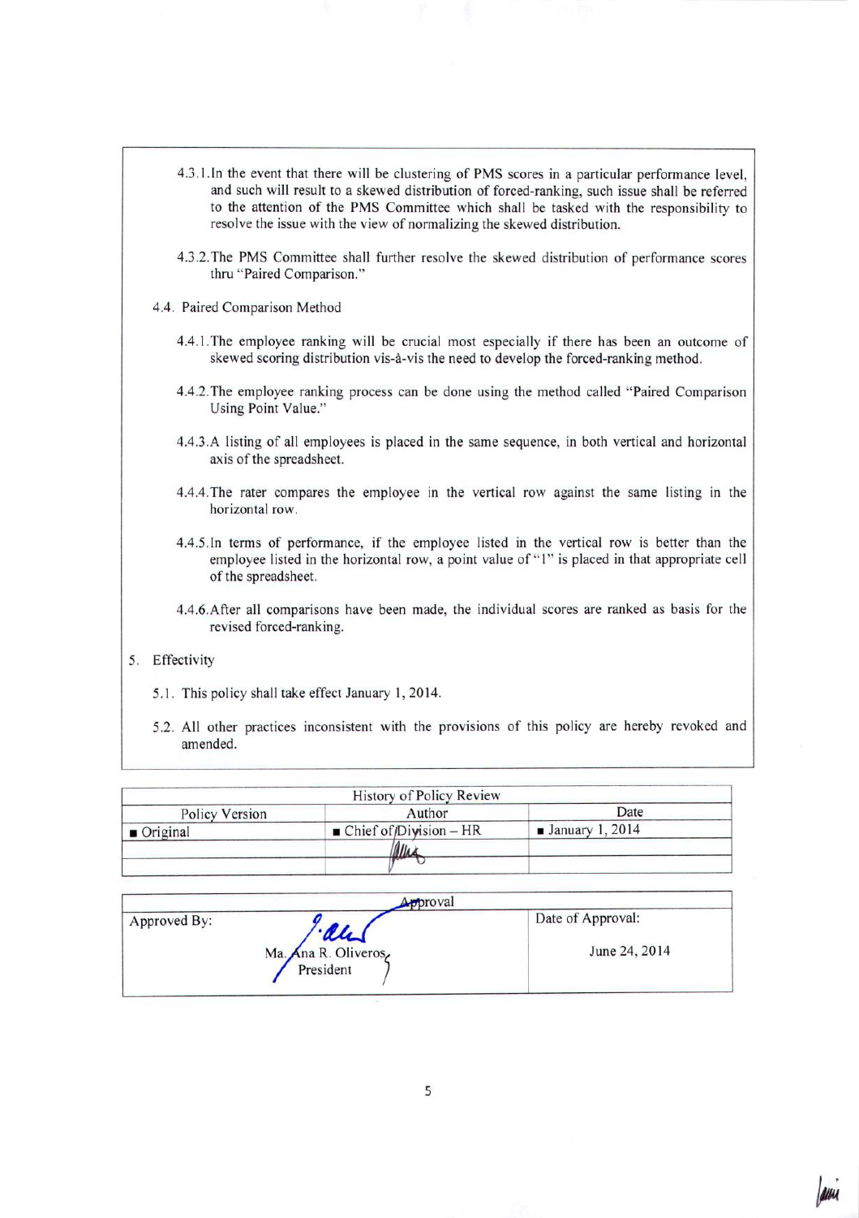4.3.1. In the event that there will be clustering of PMS scores in a particular performance level, and such will result to a skewed distribution of forced-ranking, such issue shall be referred to the attention of the PMS Committee which shall be tasked with the responsibility to resolve the issue with the view of normalizing the skewed distribution.

4.3.2. The PMS Committee shall further resolve the skewed distribution of performance scores thru "Paired Comparison."

4.4. Paired Comparison Method

4.4.1. The employee ranking will be crucial most especially if there has been an outcome of skewed scoring distribution vis-à-vis the need to develop the forced-ranking method.

4.4.2. The employee ranking process can be done using the method called "Paired Comparison Using Point Value."

4.4.3. A listing of all employees is placed in the same sequence, in both vertical and horizontal axis of the spreadsheet.

4.4.4. The rater compares the employee in the vertical row against the same listing in the horizontal row.

4.4.5. In terms of performance, if the employee listed in the vertical row is better than the employee listed in the horizontal row, a point value of "1" is placed in that appropriate cell of the spreadsheet.

4.4.6. After all comparisons have been made, the individual scores are ranked as basis for the revised forced-ranking.

5. Effectivity

5.1. This policy shall take effect January 1, 2014.

5.2. All other practices inconsistent with the provisions of this policy are hereby revoked and amended.

| History of Policy Review | | |
|---|---|---|
| Policy Version | Author | Date |
| ■ Original | ■ Chief of Division – HR | ■ January 1, 2014 |
| | | |
| | | |

| Approval | | |
|---|---|---|
| Approved By: | Ma. Ana R. Oliveros<br>President | Date of Approval:<br>June 24, 2014 |